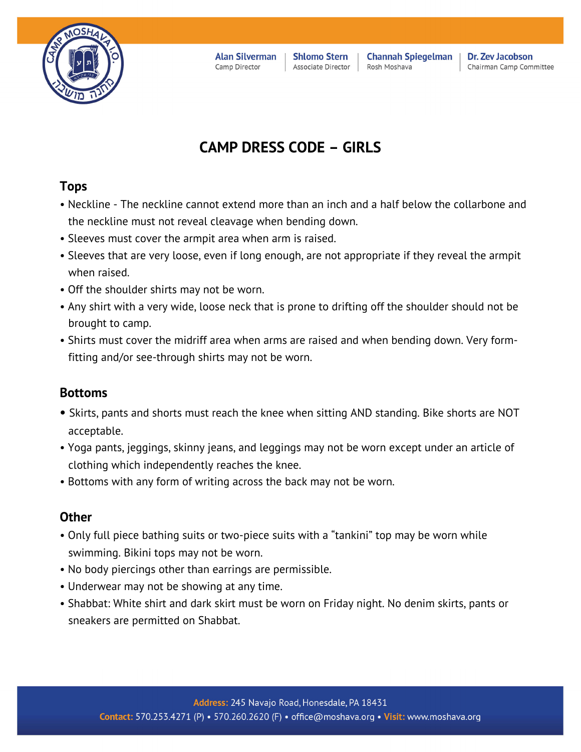Alan Silverman
Camp Director

Shlomo Stern
Associate Director

Channah Spiegelman
Rosh Moshava

Dr. Zev Jacobson
Chairman Camp Committee

# CAMP DRESS CODE – GIRLS

## Tops

- Neckline - The neckline cannot extend more than an inch and a half below the collarbone and the neckline must not reveal cleavage when bending down.
- Sleeves must cover the armpit area when arm is raised.
- Sleeves that are very loose, even if long enough, are not appropriate if they reveal the armpit when raised.
- Off the shoulder shirts may not be worn.
- Any shirt with a very wide, loose neck that is prone to drifting off the shoulder should not be brought to camp.
- Shirts must cover the midriff area when arms are raised and when bending down. Very form-fitting and/or see-through shirts may not be worn.

## Bottoms

- Skirts, pants and shorts must reach the knee when sitting AND standing. Bike shorts are NOT acceptable.
- Yoga pants, jeggings, skinny jeans, and leggings may not be worn except under an article of clothing which independently reaches the knee.
- Bottoms with any form of writing across the back may not be worn.

## Other

- Only full piece bathing suits or two-piece suits with a "tankini" top may be worn while swimming. Bikini tops may not be worn.
- No body piercings other than earrings are permissible.
- Underwear may not be showing at any time.
- Shabbat: White shirt and dark skirt must be worn on Friday night. No denim skirts, pants or sneakers are permitted on Shabbat.

**Address:** 245 Navajo Road, Honesdale, PA 18431
**Contact:** 570.253.4271 (P) • 570.260.2620 (F) • office@moshava.org • **Visit:** www.moshava.org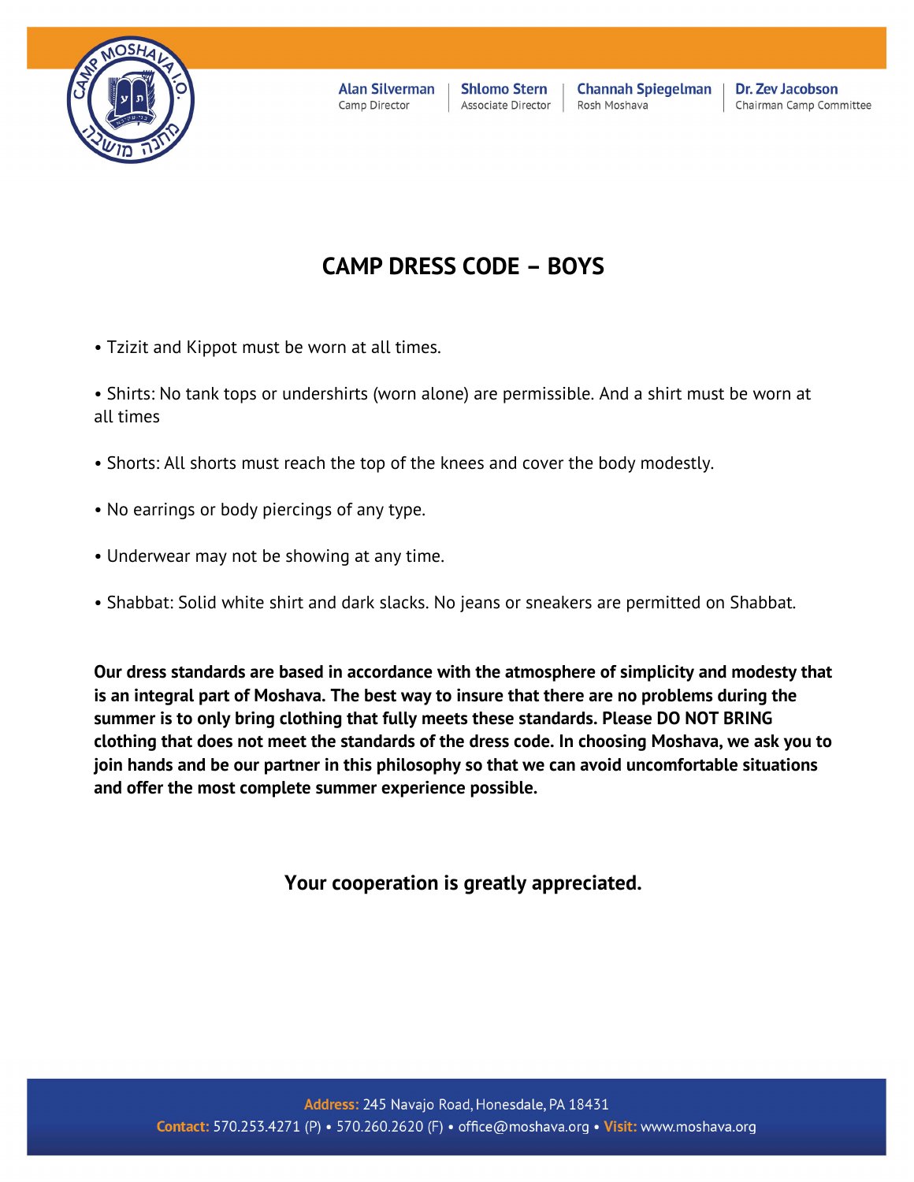Alan Silverman
Camp Director

Shlomo Stern
Associate Director

Channah Spiegelman
Rosh Moshava

Dr. Zev Jacobson
Chairman Camp Committee

# CAMP DRESS CODE – BOYS

- Tzizit and Kippot must be worn at all times.
- Shirts: No tank tops or undershirts (worn alone) are permissible. And a shirt must be worn at all times
- Shorts: All shorts must reach the top of the knees and cover the body modestly.
- No earrings or body piercings of any type.
- Underwear may not be showing at any time.
- Shabbat: Solid white shirt and dark slacks. No jeans or sneakers are permitted on Shabbat.

**Our dress standards are based in accordance with the atmosphere of simplicity and modesty that is an integral part of Moshava. The best way to insure that there are no problems during the summer is to only bring clothing that fully meets these standards. Please DO NOT BRING clothing that does not meet the standards of the dress code. In choosing Moshava, we ask you to join hands and be our partner in this philosophy so that we can avoid uncomfortable situations and offer the most complete summer experience possible.**

**Your cooperation is greatly appreciated.**

**Address:** 245 Navajo Road, Honesdale, PA 18431
**Contact:** 570.253.4271 (P) • 570.260.2620 (F) • office@moshava.org • **Visit:** www.moshava.org